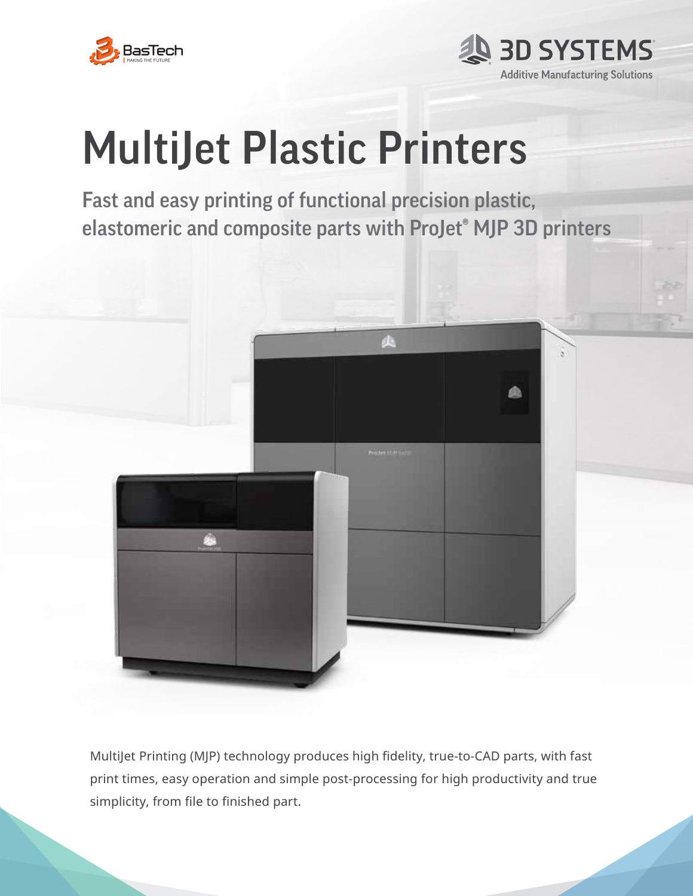BasTech
MAKING THE FUTURE

3D SYSTEMS
Additive Manufacturing Solutions

# MultiJet Plastic Printers

## Fast and easy printing of functional precision plastic, elastomeric and composite parts with ProJet® MJP 3D printers

MultiJet Printing (MJP) technology produces high fidelity, true-to-CAD parts, with fast print times, easy operation and simple post-processing for high productivity and true simplicity, from file to finished part.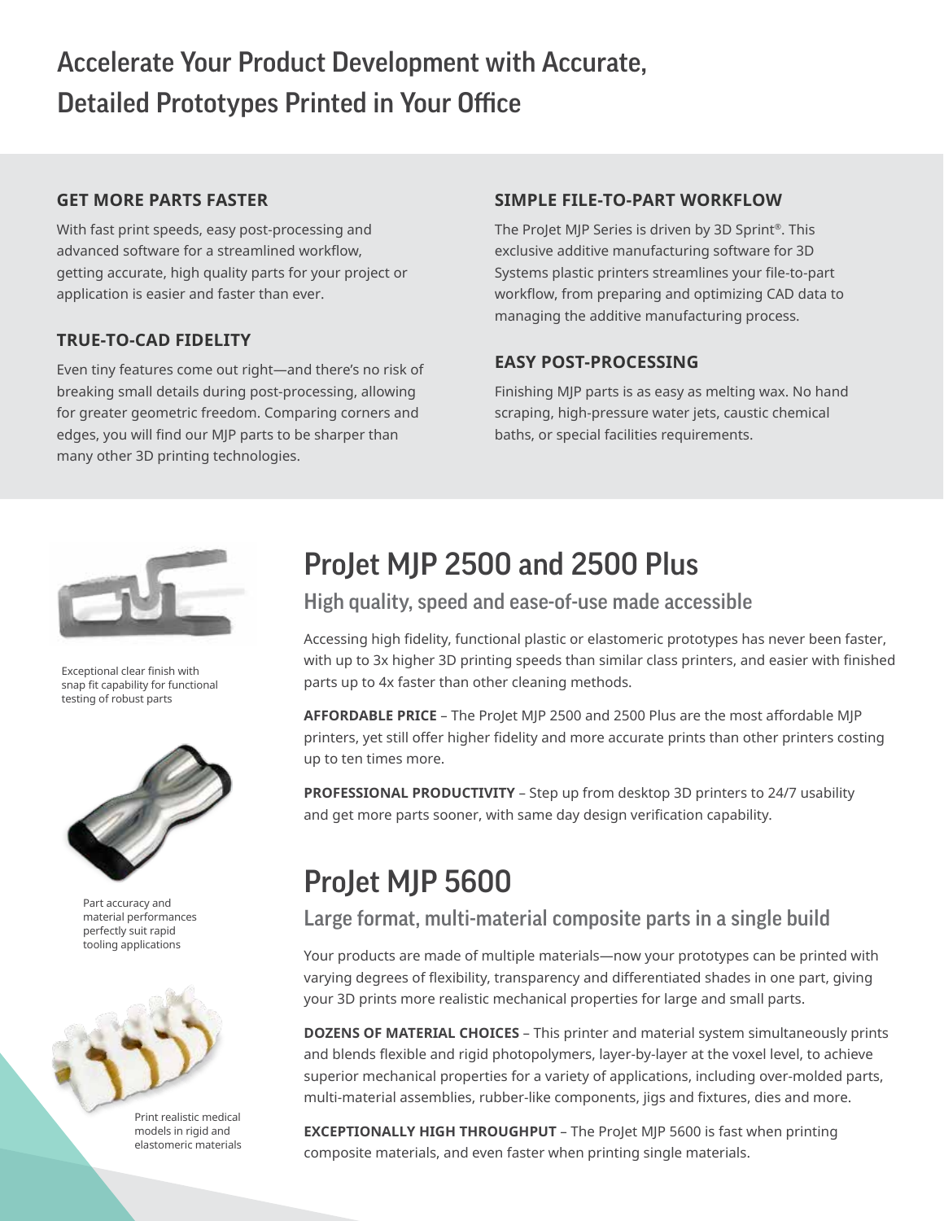# Accelerate Your Product Development with Accurate, Detailed Prototypes Printed in Your Office

### GET MORE PARTS FASTER

With fast print speeds, easy post-processing and advanced software for a streamlined workflow, getting accurate, high quality parts for your project or application is easier and faster than ever.

### TRUE-TO-CAD FIDELITY

Even tiny features come out right—and there's no risk of breaking small details during post-processing, allowing for greater geometric freedom. Comparing corners and edges, you will find our MJP parts to be sharper than many other 3D printing technologies.

### SIMPLE FILE-TO-PART WORKFLOW

The ProJet MJP Series is driven by 3D Sprint®. This exclusive additive manufacturing software for 3D Systems plastic printers streamlines your file-to-part workflow, from preparing and optimizing CAD data to managing the additive manufacturing process.

### EASY POST-PROCESSING

Finishing MJP parts is as easy as melting wax. No hand scraping, high-pressure water jets, caustic chemical baths, or special facilities requirements.

Exceptional clear finish with snap fit capability for functional testing of robust parts

Part accuracy and material performances perfectly suit rapid tooling applications

Print realistic medical models in rigid and elastomeric materials

## ProJet MJP 2500 and 2500 Plus

### High quality, speed and ease-of-use made accessible

Accessing high fidelity, functional plastic or elastomeric prototypes has never been faster, with up to 3x higher 3D printing speeds than similar class printers, and easier with finished parts up to 4x faster than other cleaning methods.

**AFFORDABLE PRICE** – The ProJet MJP 2500 and 2500 Plus are the most affordable MJP printers, yet still offer higher fidelity and more accurate prints than other printers costing up to ten times more.

**PROFESSIONAL PRODUCTIVITY** – Step up from desktop 3D printers to 24/7 usability and get more parts sooner, with same day design verification capability.

## ProJet MJP 5600

### Large format, multi-material composite parts in a single build

Your products are made of multiple materials—now your prototypes can be printed with varying degrees of flexibility, transparency and differentiated shades in one part, giving your 3D prints more realistic mechanical properties for large and small parts.

**DOZENS OF MATERIAL CHOICES** – This printer and material system simultaneously prints and blends flexible and rigid photopolymers, layer-by-layer at the voxel level, to achieve superior mechanical properties for a variety of applications, including over-molded parts, multi-material assemblies, rubber-like components, jigs and fixtures, dies and more.

**EXCEPTIONALLY HIGH THROUGHPUT** – The ProJet MJP 5600 is fast when printing composite materials, and even faster when printing single materials.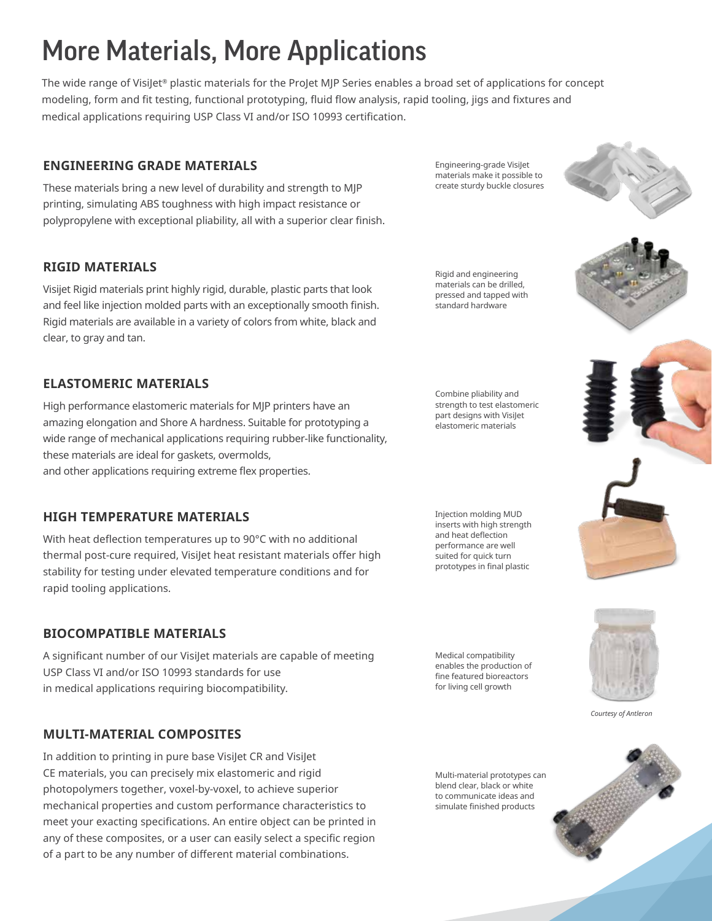# More Materials, More Applications

The wide range of VisiJet® plastic materials for the ProJet MJP Series enables a broad set of applications for concept modeling, form and fit testing, functional prototyping, fluid flow analysis, rapid tooling, jigs and fixtures and medical applications requiring USP Class VI and/or ISO 10993 certification.

## ENGINEERING GRADE MATERIALS

These materials bring a new level of durability and strength to MJP printing, simulating ABS toughness with high impact resistance or polypropylene with exceptional pliability, all with a superior clear finish.

Engineering-grade VisiJet materials make it possible to create sturdy buckle closures

## RIGID MATERIALS

Visijet Rigid materials print highly rigid, durable, plastic parts that look and feel like injection molded parts with an exceptionally smooth finish. Rigid materials are available in a variety of colors from white, black and clear, to gray and tan.

Rigid and engineering materials can be drilled, pressed and tapped with standard hardware

## ELASTOMERIC MATERIALS

High performance elastomeric materials for MJP printers have an amazing elongation and Shore A hardness. Suitable for prototyping a wide range of mechanical applications requiring rubber-like functionality, these materials are ideal for gaskets, overmolds, and other applications requiring extreme flex properties.

Combine pliability and strength to test elastomeric part designs with VisiJet elastomeric materials

## HIGH TEMPERATURE MATERIALS

With heat deflection temperatures up to 90°C with no additional thermal post-cure required, VisiJet heat resistant materials offer high stability for testing under elevated temperature conditions and for rapid tooling applications.

Injection molding MUD inserts with high strength and heat deflection performance are well suited for quick turn prototypes in final plastic

## BIOCOMPATIBLE MATERIALS

A significant number of our VisiJet materials are capable of meeting USP Class VI and/or ISO 10993 standards for use in medical applications requiring biocompatibility.

Medical compatibility enables the production of fine featured bioreactors for living cell growth

*Courtesy of Antleron*

## MULTI-MATERIAL COMPOSITES

In addition to printing in pure base VisiJet CR and VisiJet CE materials, you can precisely mix elastomeric and rigid photopolymers together, voxel-by-voxel, to achieve superior mechanical properties and custom performance characteristics to meet your exacting specifications. An entire object can be printed in any of these composites, or a user can easily select a specific region of a part to be any number of different material combinations.

Multi-material prototypes can blend clear, black or white to communicate ideas and simulate finished products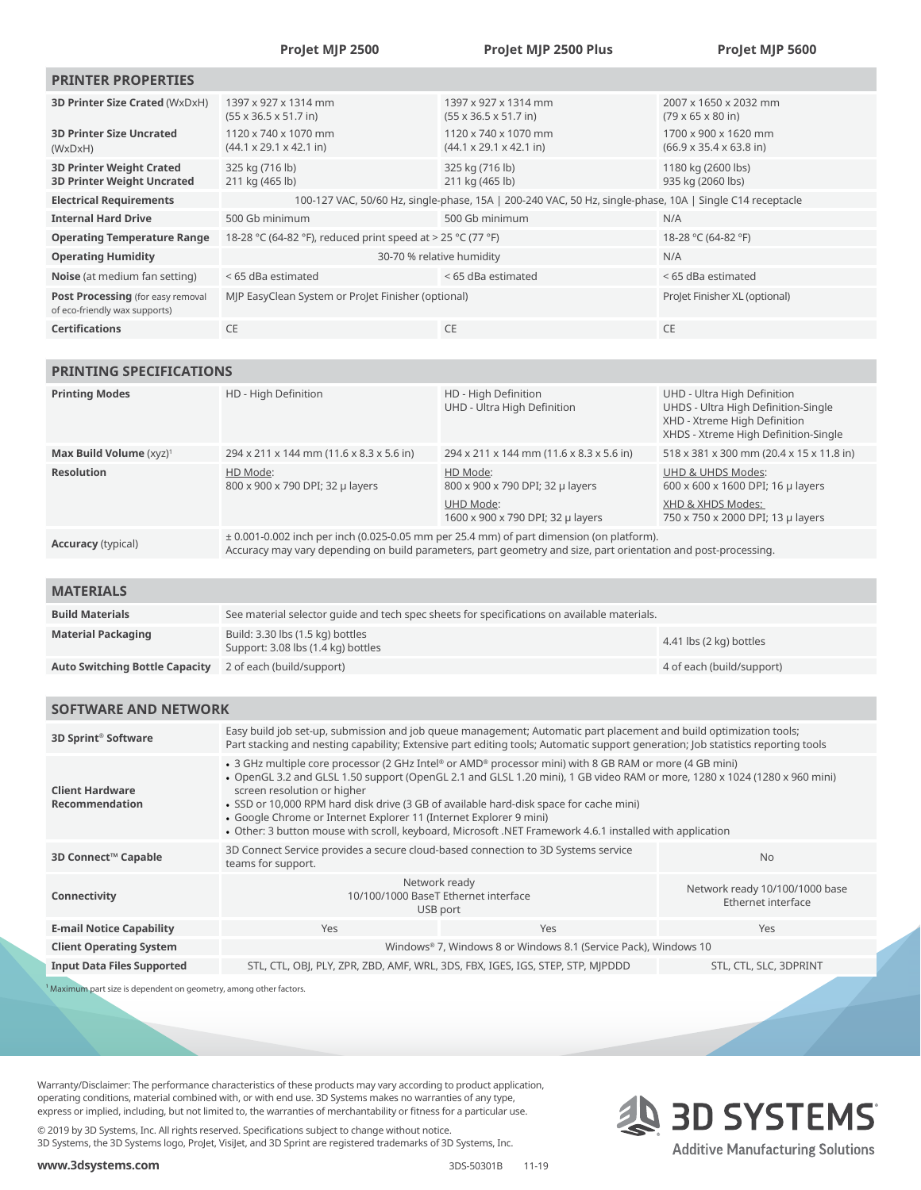| | ProJet MJP 2500 | ProJet MJP 2500 Plus | ProJet MJP 5600 |
|---|---|---|---|
| **PRINTER PROPERTIES** | | | |
| **3D Printer Size Crated** (WxDxH) | 1397 x 927 x 1314 mm (55 x 36.5 x 51.7 in) | 1397 x 927 x 1314 mm (55 x 36.5 x 51.7 in) | 2007 x 1650 x 2032 mm (79 x 65 x 80 in) |
| **3D Printer Size Uncrated** (WxDxH) | 1120 x 740 x 1070 mm (44.1 x 29.1 x 42.1 in) | 1120 x 740 x 1070 mm (44.1 x 29.1 x 42.1 in) | 1700 x 900 x 1620 mm (66.9 x 35.4 x 63.8 in) |
| **3D Printer Weight Crated** | 325 kg (716 lb) | 325 kg (716 lb) | 1180 kg (2600 lbs) |
| **3D Printer Weight Uncrated** | 211 kg (465 lb) | 211 kg (465 lb) | 935 kg (2060 lbs) |
| **Electrical Requirements** | 100-127 VAC, 50/60 Hz, single-phase, 15A \| 200-240 VAC, 50 Hz, single-phase, 10A \| Single C14 receptacle | | |
| **Internal Hard Drive** | 500 Gb minimum | 500 Gb minimum | N/A |
| **Operating Temperature Range** | 18-28 °C (64-82 °F), reduced print speed at > 25 °C (77 °F) | | 18-28 °C (64-82 °F) |
| **Operating Humidity** | 30-70 % relative humidity | | N/A |
| **Noise** (at medium fan setting) | < 65 dBa estimated | < 65 dBa estimated | < 65 dBa estimated |
| **Post Processing** (for easy removal of eco-friendly wax supports) | MJP EasyClean System or ProJet Finisher (optional) | | ProJet Finisher XL (optional) |
| **Certifications** | CE | CE | CE |
| **PRINTING SPECIFICATIONS** | | | |
| **Printing Modes** | HD - High Definition | HD - High Definition<br>UHD - Ultra High Definition | UHD - Ultra High Definition<br>UHDS - Ultra High Definition-Single<br>XHD - Xtreme High Definition<br>XHDS - Xtreme High Definition-Single |
| **Max Build Volume** (xyz)[1] | 294 x 211 x 144 mm (11.6 x 8.3 x 5.6 in) | 294 x 211 x 144 mm (11.6 x 8.3 x 5.6 in) | 518 x 381 x 300 mm (20.4 x 15 x 11.8 in) |
| **Resolution** | HD Mode:<br>800 x 900 x 790 DPI; 32 μ layers | HD Mode:<br>800 x 900 x 790 DPI; 32 μ layers<br>UHD Mode:<br>1600 x 900 x 790 DPI; 32 μ layers | UHD & UHDS Modes:<br>600 x 600 x 1600 DPI; 16 μ layers<br>XHD & XHDS Modes:<br>750 x 750 x 2000 DPI; 13 μ layers |
| **Accuracy** (typical) | ± 0.001-0.002 inch per inch (0.025-0.05 mm per 25.4 mm) of part dimension (on platform).<br>Accuracy may vary depending on build parameters, part geometry and size, part orientation and post-processing. | | |
| **MATERIALS** | | | |
| **Build Materials** | See material selector guide and tech spec sheets for specifications on available materials. | | |
| **Material Packaging** | Build: 3.30 lbs (1.5 kg) bottles<br>Support: 3.08 lbs (1.4 kg) bottles | | 4.41 lbs (2 kg) bottles |
| **Auto Switching Bottle Capacity** | 2 of each (build/support) | | 4 of each (build/support) |
| **SOFTWARE AND NETWORK** | | | |
| **3D Sprint® Software** | Easy build job set-up, submission and job queue management; Automatic part placement and build optimization tools; Part stacking and nesting capability; Extensive part editing tools; Automatic support generation; Job statistics reporting tools | | |
| **Client Hardware Recommendation** | • 3 GHz multiple core processor (2 GHz Intel® or AMD® processor mini) with 8 GB RAM or more (4 GB mini)<br>• OpenGL 3.2 and GLSL 1.50 support (OpenGL 2.1 and GLSL 1.20 mini), 1 GB video RAM or more, 1280 x 1024 (1280 x 960 mini) screen resolution or higher<br>• SSD or 10,000 RPM hard disk drive (3 GB of available hard-disk space for cache mini)<br>• Google Chrome or Internet Explorer 11 (Internet Explorer 9 mini)<br>• Other: 3 button mouse with scroll, keyboard, Microsoft .NET Framework 4.6.1 installed with application | | |
| **3D Connect™ Capable** | 3D Connect Service provides a secure cloud-based connection to 3D Systems service teams for support. | | No |
| **Connectivity** | Network ready<br>10/100/1000 BaseT Ethernet interface<br>USB port | | Network ready 10/100/1000 base Ethernet interface |
| **E-mail Notice Capability** | Yes | Yes | Yes |
| **Client Operating System** | Windows® 7, Windows 8 or Windows 8.1 (Service Pack), Windows 10 | | |
| **Input Data Files Supported** | STL, CTL, OBJ, PLY, ZPR, ZBD, AMF, WRL, 3DS, FBX, IGES, IGS, STEP, STP, MJPDDD | | STL, CTL, SLC, 3DPRINT |

[1] Maximum part size is dependent on geometry, among other factors.

Warranty/Disclaimer: The performance characteristics of these products may vary according to product application, operating conditions, material combined with, or with end use. 3D Systems makes no warranties of any type, express or implied, including, but not limited to, the warranties of merchantability or fitness for a particular use.

© 2019 by 3D Systems, Inc. All rights reserved. Specifications subject to change without notice.
3D Systems, the 3D Systems logo, ProJet, VisiJet, and 3D Sprint are registered trademarks of 3D Systems, Inc.

**3D SYSTEMS**
Additive Manufacturing Solutions

**www.3dsystems.com**

3DS-50301B 11-19